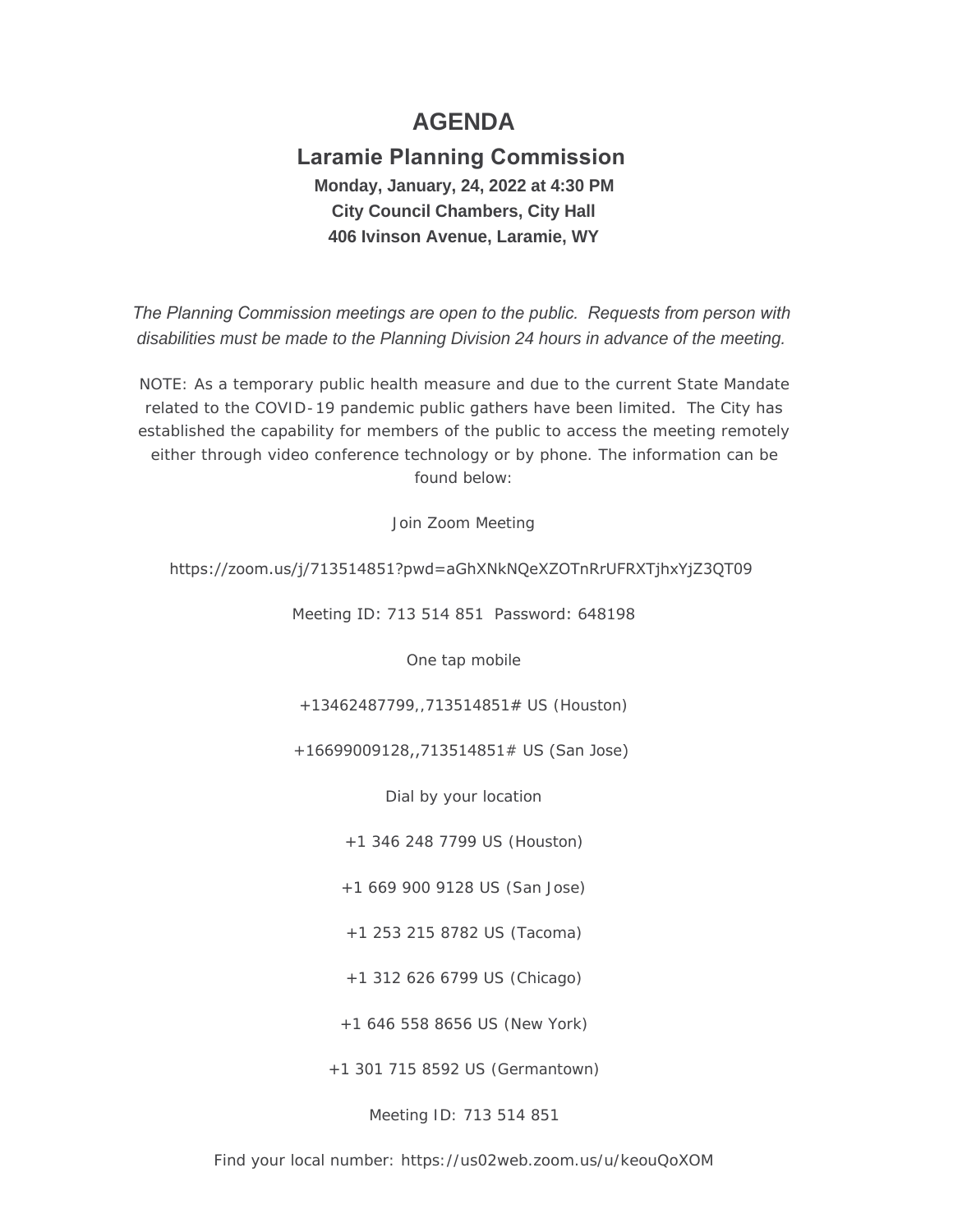# AGENDA

## Laramie Planning Commission

**Monday, January, 24, 2022 at 4:30 PM**

**City Council Chambers, City Hall**

**406 Ivinson Avenue, Laramie, WY**

*The Planning Commission meetings are open to the public. Requests from person with disabilities must be made to the Planning Division 24 hours in advance of the meeting.*

NOTE: As a temporary public health measure and due to the current State Mandate related to the COVID-19 pandemic public gathers have been limited. The City has established the capability for members of the public to access the meeting remotely either through video conference technology or by phone. The information can be found below:

Join Zoom Meeting

https://zoom.us/j/713514851?pwd=aGhXNkNQeXZOTnRrUFRXTjhxYjZ3QT09

Meeting ID: 713 514 851 Password: 648198

One tap mobile

+13462487799,,713514851# US (Houston)

+16699009128,,713514851# US (San Jose)

Dial by your location

+1 346 248 7799 US (Houston)

+1 669 900 9128 US (San Jose)

+1 253 215 8782 US (Tacoma)

+1 312 626 6799 US (Chicago)

+1 646 558 8656 US (New York)

+1 301 715 8592 US (Germantown)

Meeting ID: 713 514 851

Find your local number: https://us02web.zoom.us/u/keouQoXOM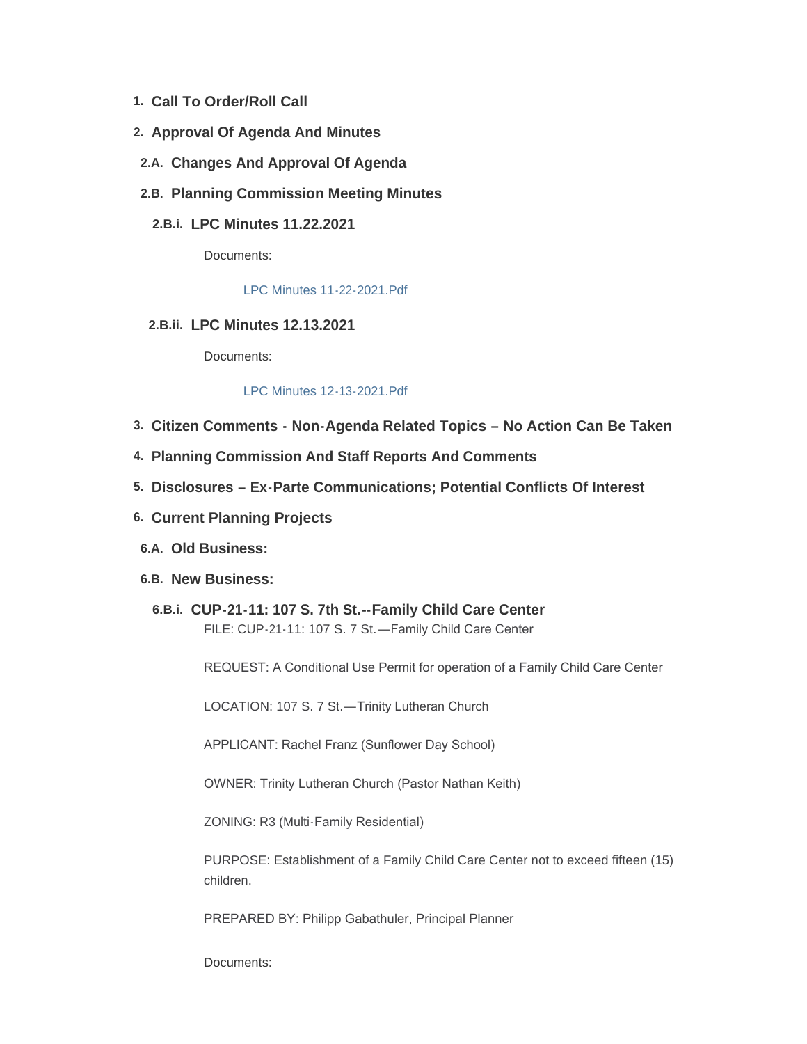1. **Call To Order/Roll Call**
2. **Approval Of Agenda And Minutes**

2.A. **Changes And Approval Of Agenda**

2.B. **Planning Commission Meeting Minutes**

2.B.i. **LPC Minutes 11.22.2021**

Documents:

LPC Minutes 11-22-2021.Pdf

2.B.ii. **LPC Minutes 12.13.2021**

Documents:

LPC Minutes 12-13-2021.Pdf

3. **Citizen Comments - Non-Agenda Related Topics – No Action Can Be Taken**
4. **Planning Commission And Staff Reports And Comments**
5. **Disclosures – Ex-Parte Communications; Potential Conflicts Of Interest**
6. **Current Planning Projects**

6.A. **Old Business:**

6.B. **New Business:**

6.B.i. **CUP-21-11: 107 S. 7th St.--Family Child Care Center**

FILE: CUP-21-11: 107 S. 7 St.—Family Child Care Center

REQUEST: A Conditional Use Permit for operation of a Family Child Care Center

LOCATION: 107 S. 7 St.—Trinity Lutheran Church

APPLICANT: Rachel Franz (Sunflower Day School)

OWNER: Trinity Lutheran Church (Pastor Nathan Keith)

ZONING: R3 (Multi-Family Residential)

PURPOSE: Establishment of a Family Child Care Center not to exceed fifteen (15) children.

PREPARED BY: Philipp Gabathuler, Principal Planner

Documents: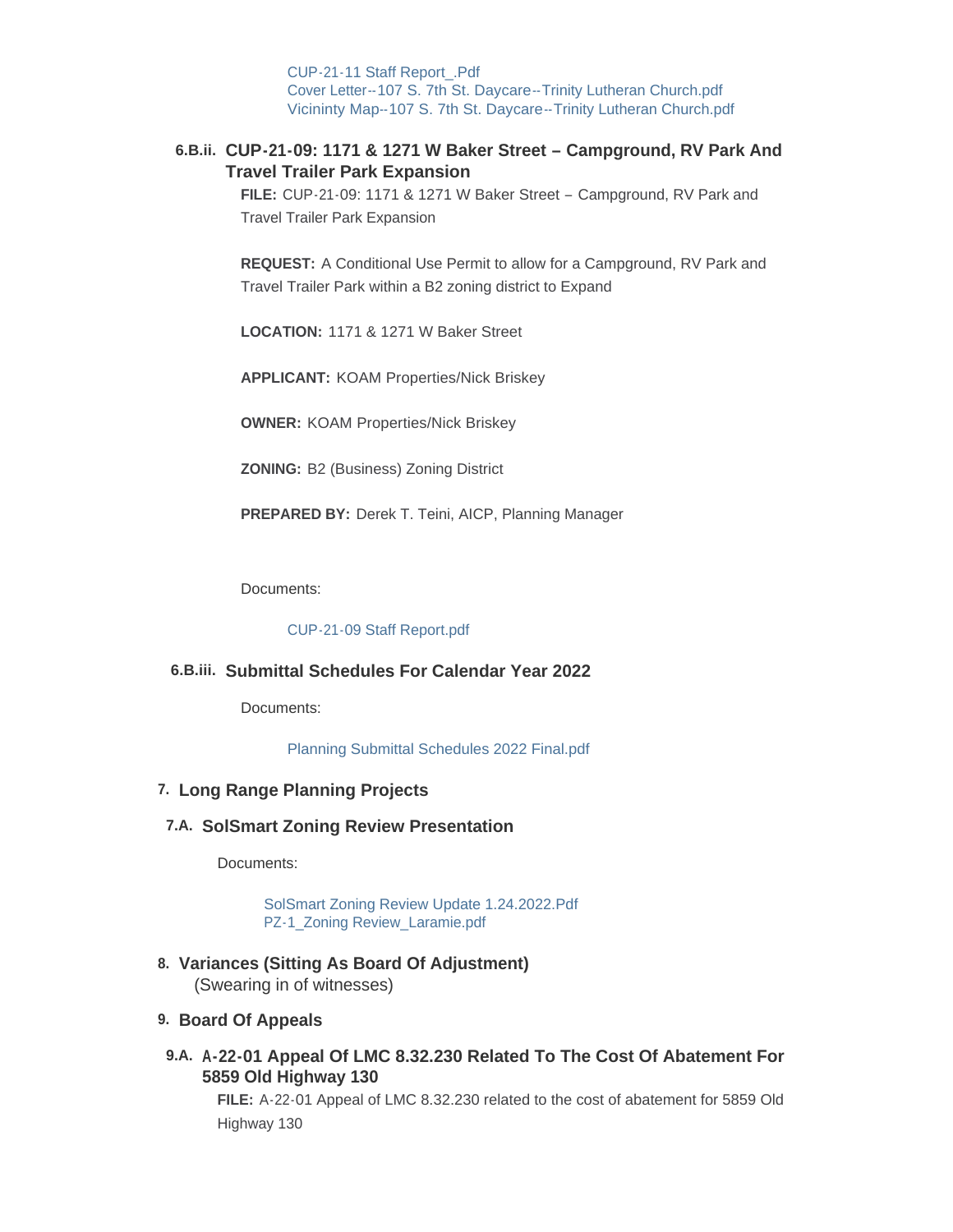CUP-21-11 Staff Report_.Pdf
Cover Letter--107 S. 7th St. Daycare--Trinity Lutheran Church.pdf
Vicininty Map--107 S. 7th St. Daycare--Trinity Lutheran Church.pdf

### 6.B.ii. CUP-21-09: 1171 & 1271 W Baker Street – Campground, RV Park And Travel Trailer Park Expansion

**FILE:** CUP-21-09: 1171 & 1271 W Baker Street – Campground, RV Park and Travel Trailer Park Expansion

**REQUEST:** A Conditional Use Permit to allow for a Campground, RV Park and Travel Trailer Park within a B2 zoning district to Expand

**LOCATION:** 1171 & 1271 W Baker Street

**APPLICANT:** KOAM Properties/Nick Briskey

**OWNER:** KOAM Properties/Nick Briskey

**ZONING:** B2 (Business) Zoning District

**PREPARED BY:** Derek T. Teini, AICP, Planning Manager

Documents:

CUP-21-09 Staff Report.pdf

### 6.B.iii. Submittal Schedules For Calendar Year 2022

Documents:

Planning Submittal Schedules 2022 Final.pdf

## 7. Long Range Planning Projects

### 7.A. SolSmart Zoning Review Presentation

Documents:

SolSmart Zoning Review Update 1.24.2022.Pdf
PZ-1_Zoning Review_Laramie.pdf

## 8. Variances (Sitting As Board Of Adjustment)

(Swearing in of witnesses)

## 9. Board Of Appeals

### 9.A. A-22-01 Appeal Of LMC 8.32.230 Related To The Cost Of Abatement For 5859 Old Highway 130

**FILE:** A-22-01 Appeal of LMC 8.32.230 related to the cost of abatement for 5859 Old Highway 130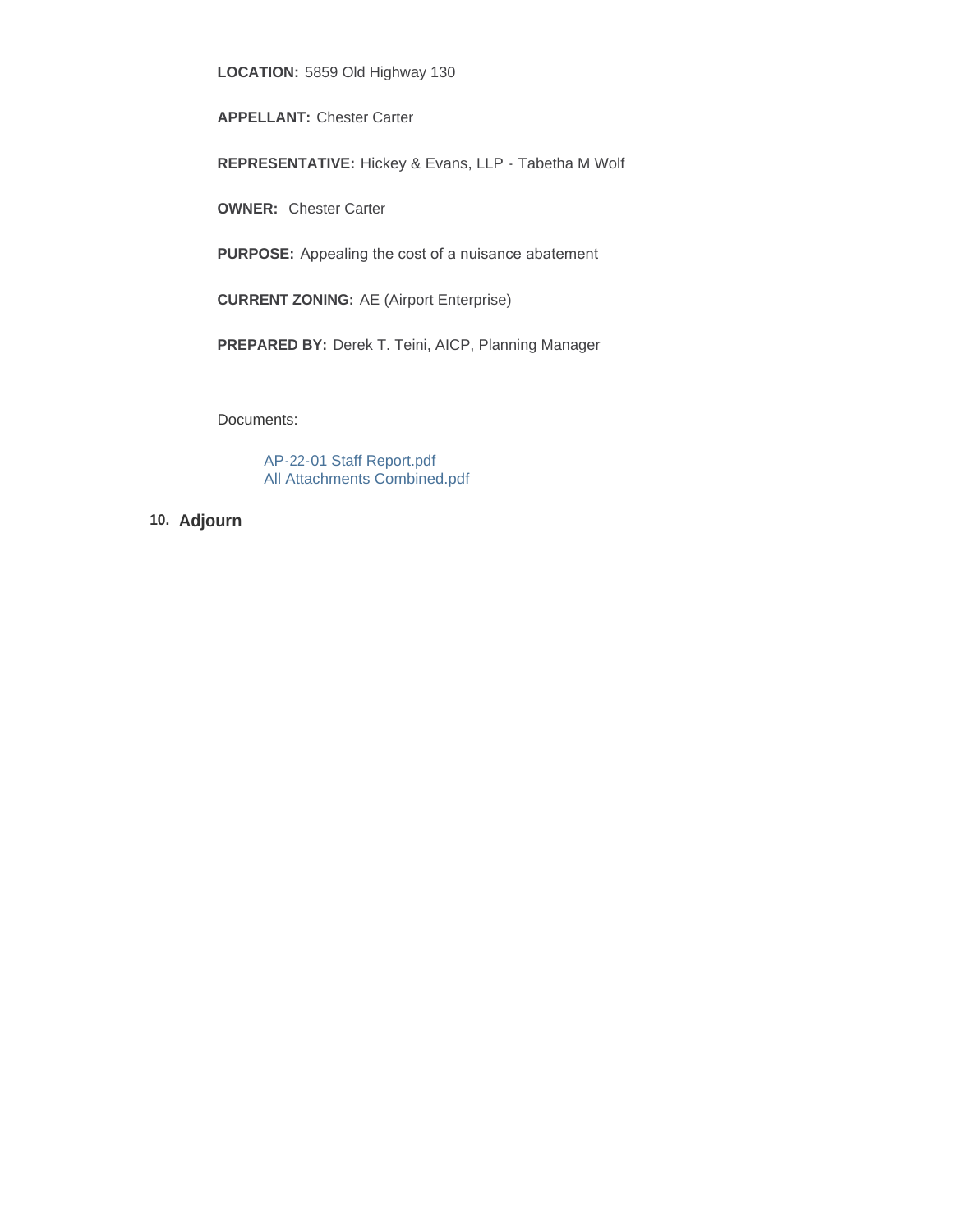**LOCATION:** 5859 Old Highway 130

**APPELLANT:** Chester Carter

**REPRESENTATIVE:** Hickey & Evans, LLP - Tabetha M Wolf

**OWNER:** Chester Carter

**PURPOSE:** Appealing the cost of a nuisance abatement

**CURRENT ZONING:** AE (Airport Enterprise)

**PREPARED BY:** Derek T. Teini, AICP, Planning Manager

Documents:

AP-22-01 Staff Report.pdf
All Attachments Combined.pdf

## 10. Adjourn